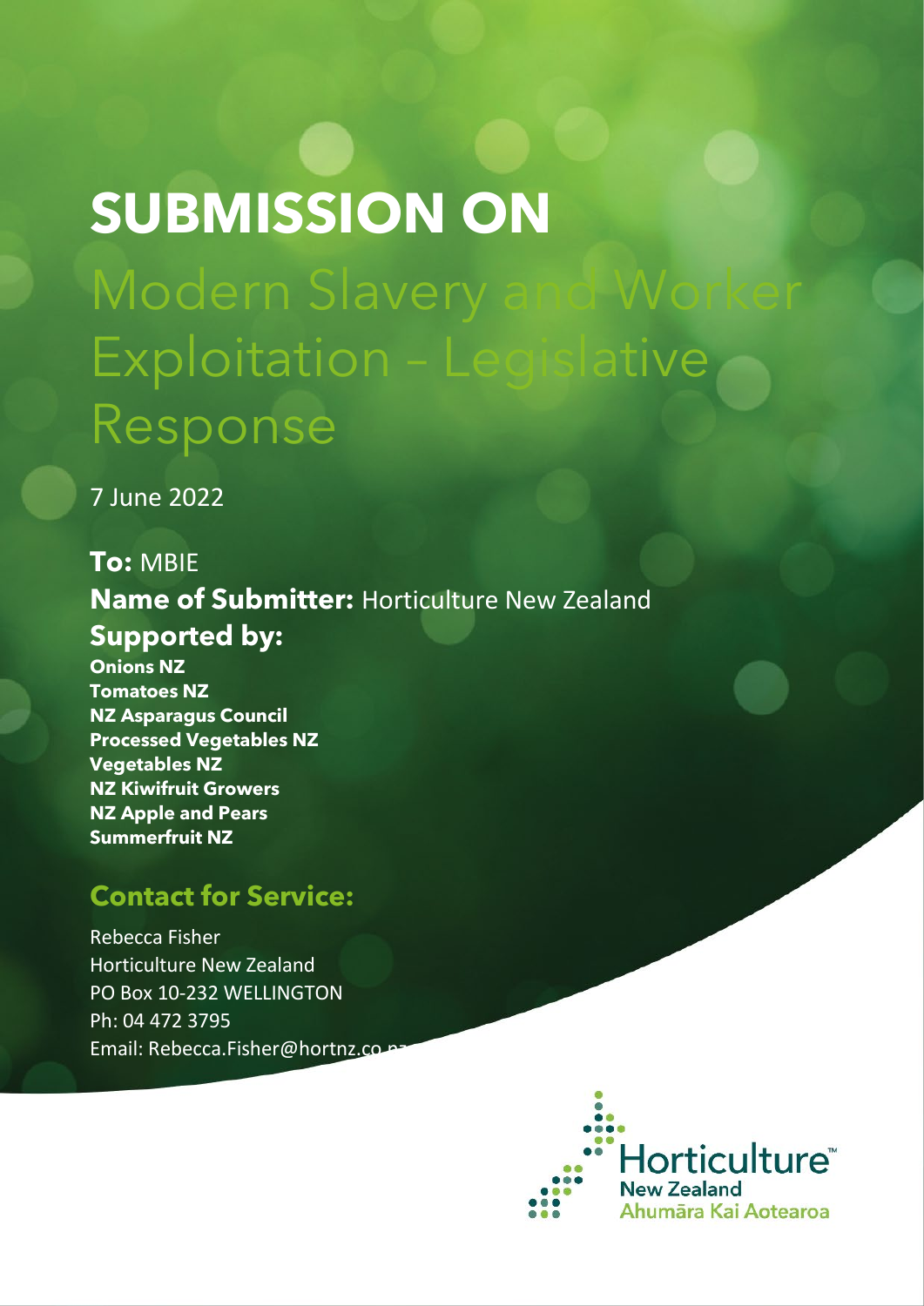# SUBMISSION ON

# Modern Slavery and Worker Exploitation – Legislative Response

7 June 2022

**To:** MBIE

**Name of Submitter:** Horticulture New Zealand

**Supported by:**

**Onions NZ**
**Tomatoes NZ**
**NZ Asparagus Council**
**Processed Vegetables NZ**
**Vegetables NZ**
**NZ Kiwifruit Growers**
**NZ Apple and Pears**
**Summerfruit NZ**

## Contact for Service:

Rebecca Fisher
Horticulture New Zealand
PO Box 10-232 WELLINGTON
Ph: 04 472 3795
Email: Rebecca.Fisher@hortnz.co.nz

Horticulture New Zealand
Ahumāra Kai Aotearoa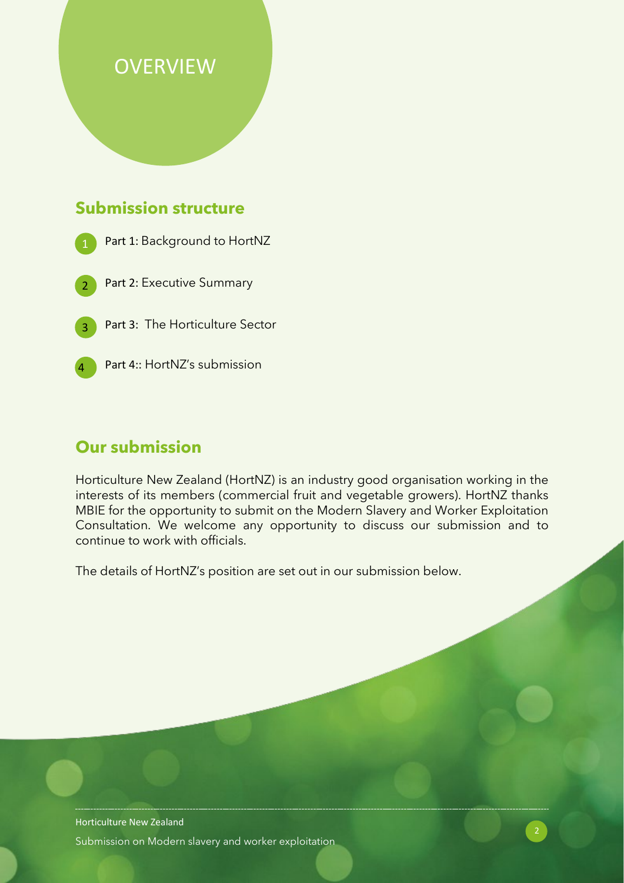# OVERVIEW

## Submission structure

1. Part 1: Background to HortNZ
2. Part 2: Executive Summary
3. Part 3: The Horticulture Sector
4. Part 4:: HortNZ's submission

## Our submission

Horticulture New Zealand (HortNZ) is an industry good organisation working in the interests of its members (commercial fruit and vegetable growers). HortNZ thanks MBIE for the opportunity to submit on the Modern Slavery and Worker Exploitation Consultation. We welcome any opportunity to discuss our submission and to continue to work with officials.

The details of HortNZ's position are set out in our submission below.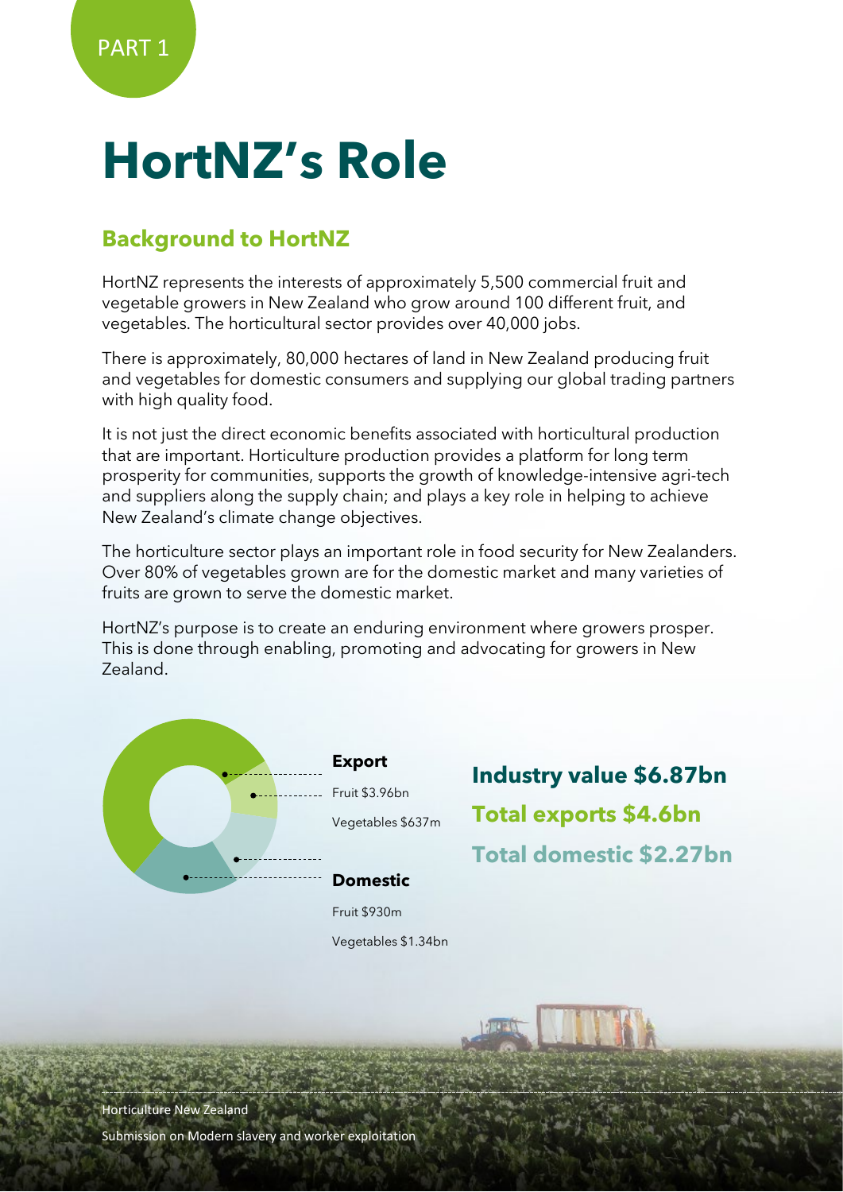PART 1

# HortNZ's Role

## Background to HortNZ

HortNZ represents the interests of approximately 5,500 commercial fruit and vegetable growers in New Zealand who grow around 100 different fruit, and vegetables. The horticultural sector provides over 40,000 jobs.

There is approximately, 80,000 hectares of land in New Zealand producing fruit and vegetables for domestic consumers and supplying our global trading partners with high quality food.

It is not just the direct economic benefits associated with horticultural production that are important. Horticulture production provides a platform for long term prosperity for communities, supports the growth of knowledge-intensive agri-tech and suppliers along the supply chain; and plays a key role in helping to achieve New Zealand's climate change objectives.

The horticulture sector plays an important role in food security for New Zealanders. Over 80% of vegetables grown are for the domestic market and many varieties of fruits are grown to serve the domestic market.

HortNZ's purpose is to create an enduring environment where growers prosper. This is done through enabling, promoting and advocating for growers in New Zealand.

**Export**

Fruit $3.96bn

Vegetables $637m

**Domestic**

Fruit $930m

Vegetables $1.34bn

**Industry value $6.87bn**

**Total exports $4.6bn**

**Total domestic $2.27bn**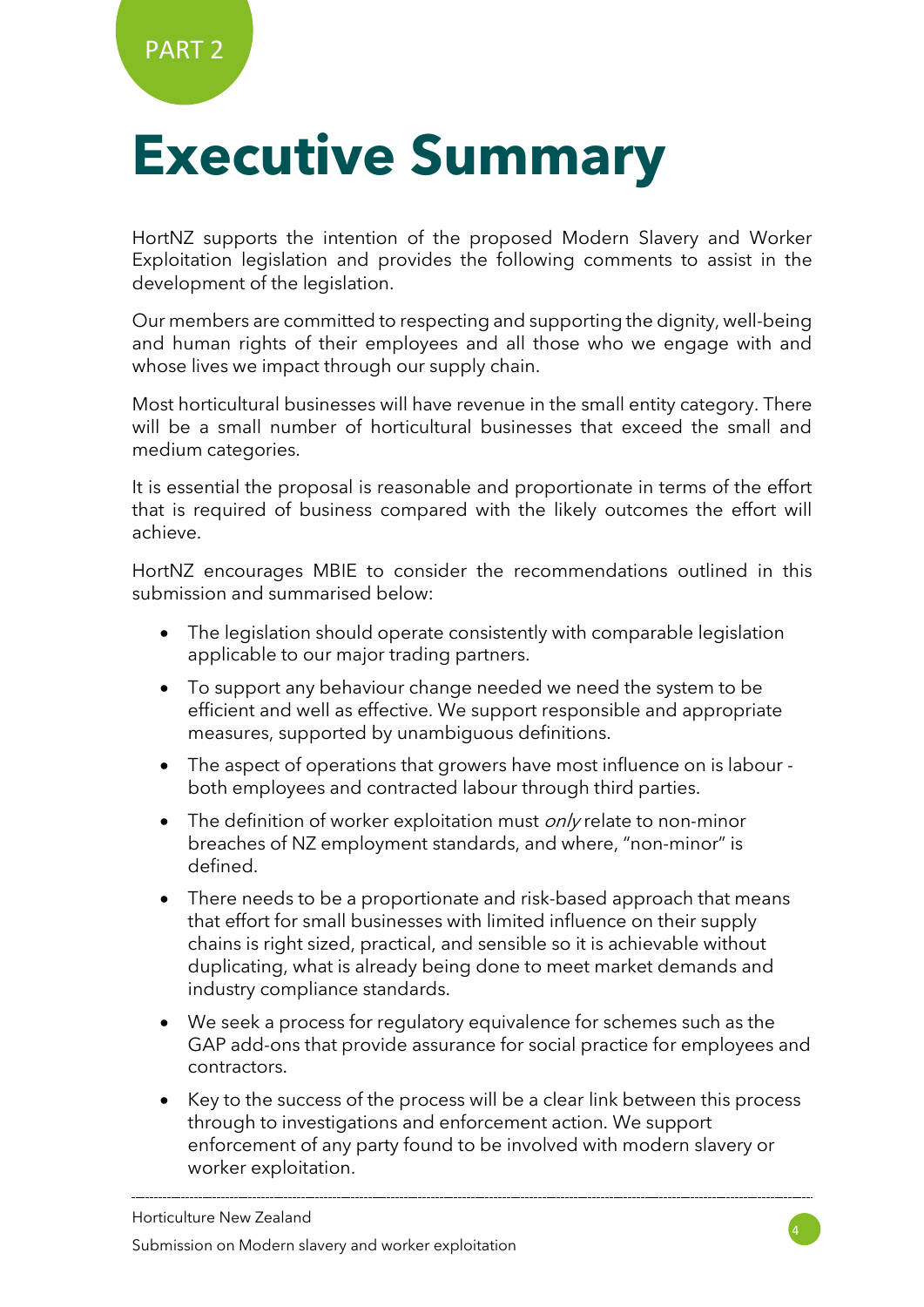PART 2

# Executive Summary

HortNZ supports the intention of the proposed Modern Slavery and Worker Exploitation legislation and provides the following comments to assist in the development of the legislation.

Our members are committed to respecting and supporting the dignity, well-being and human rights of their employees and all those who we engage with and whose lives we impact through our supply chain.

Most horticultural businesses will have revenue in the small entity category. There will be a small number of horticultural businesses that exceed the small and medium categories.

It is essential the proposal is reasonable and proportionate in terms of the effort that is required of business compared with the likely outcomes the effort will achieve.

HortNZ encourages MBIE to consider the recommendations outlined in this submission and summarised below:

- The legislation should operate consistently with comparable legislation applicable to our major trading partners.
- To support any behaviour change needed we need the system to be efficient and well as effective. We support responsible and appropriate measures, supported by unambiguous definitions.
- The aspect of operations that growers have most influence on is labour - both employees and contracted labour through third parties.
- The definition of worker exploitation must *only* relate to non-minor breaches of NZ employment standards, and where, "non-minor" is defined.
- There needs to be a proportionate and risk-based approach that means that effort for small businesses with limited influence on their supply chains is right sized, practical, and sensible so it is achievable without duplicating, what is already being done to meet market demands and industry compliance standards.
- We seek a process for regulatory equivalence for schemes such as the GAP add-ons that provide assurance for social practice for employees and contractors.
- Key to the success of the process will be a clear link between this process through to investigations and enforcement action. We support enforcement of any party found to be involved with modern slavery or worker exploitation.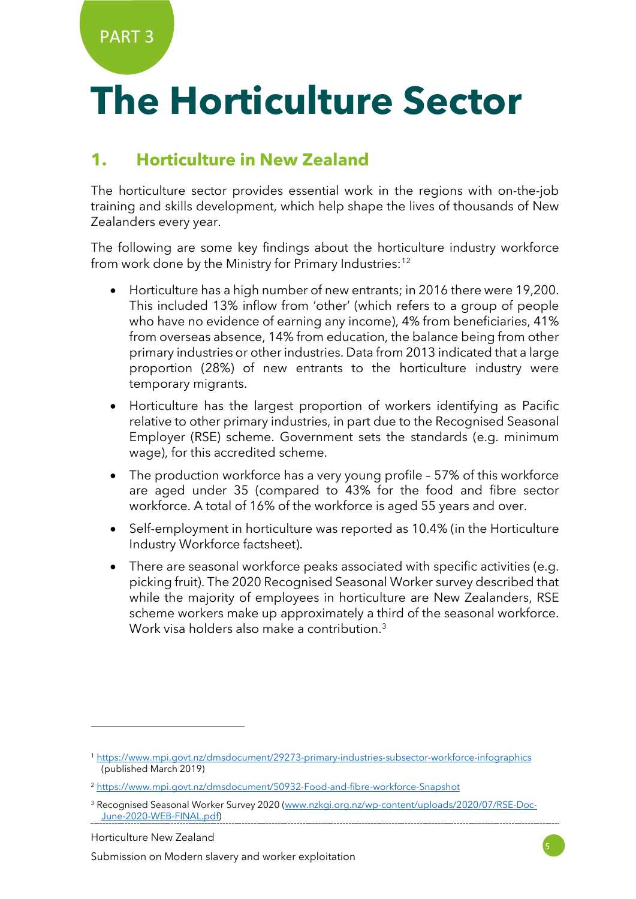PART 3

# The Horticulture Sector

## 1. Horticulture in New Zealand

The horticulture sector provides essential work in the regions with on-the-job training and skills development, which help shape the lives of thousands of New Zealanders every year.

The following are some key findings about the horticulture industry workforce from work done by the Ministry for Primary Industries:[1][2]

- Horticulture has a high number of new entrants; in 2016 there were 19,200. This included 13% inflow from 'other' (which refers to a group of people who have no evidence of earning any income), 4% from beneficiaries, 41% from overseas absence, 14% from education, the balance being from other primary industries or other industries. Data from 2013 indicated that a large proportion (28%) of new entrants to the horticulture industry were temporary migrants.
- Horticulture has the largest proportion of workers identifying as Pacific relative to other primary industries, in part due to the Recognised Seasonal Employer (RSE) scheme. Government sets the standards (e.g. minimum wage), for this accredited scheme.
- The production workforce has a very young profile – 57% of this workforce are aged under 35 (compared to 43% for the food and fibre sector workforce. A total of 16% of the workforce is aged 55 years and over.
- Self-employment in horticulture was reported as 10.4% (in the Horticulture Industry Workforce factsheet).
- There are seasonal workforce peaks associated with specific activities (e.g. picking fruit). The 2020 Recognised Seasonal Worker survey described that while the majority of employees in horticulture are New Zealanders, RSE scheme workers make up approximately a third of the seasonal workforce. Work visa holders also make a contribution.[3]

---

[1] https://www.mpi.govt.nz/dmsdocument/29273-primary-industries-subsector-workforce-infographics (published March 2019)

[2] https://www.mpi.govt.nz/dmsdocument/50932-Food-and-fibre-workforce-Snapshot

[3] Recognised Seasonal Worker Survey 2020 (www.nzkgi.org.nz/wp-content/uploads/2020/07/RSE-Doc-June-2020-WEB-FINAL.pdf)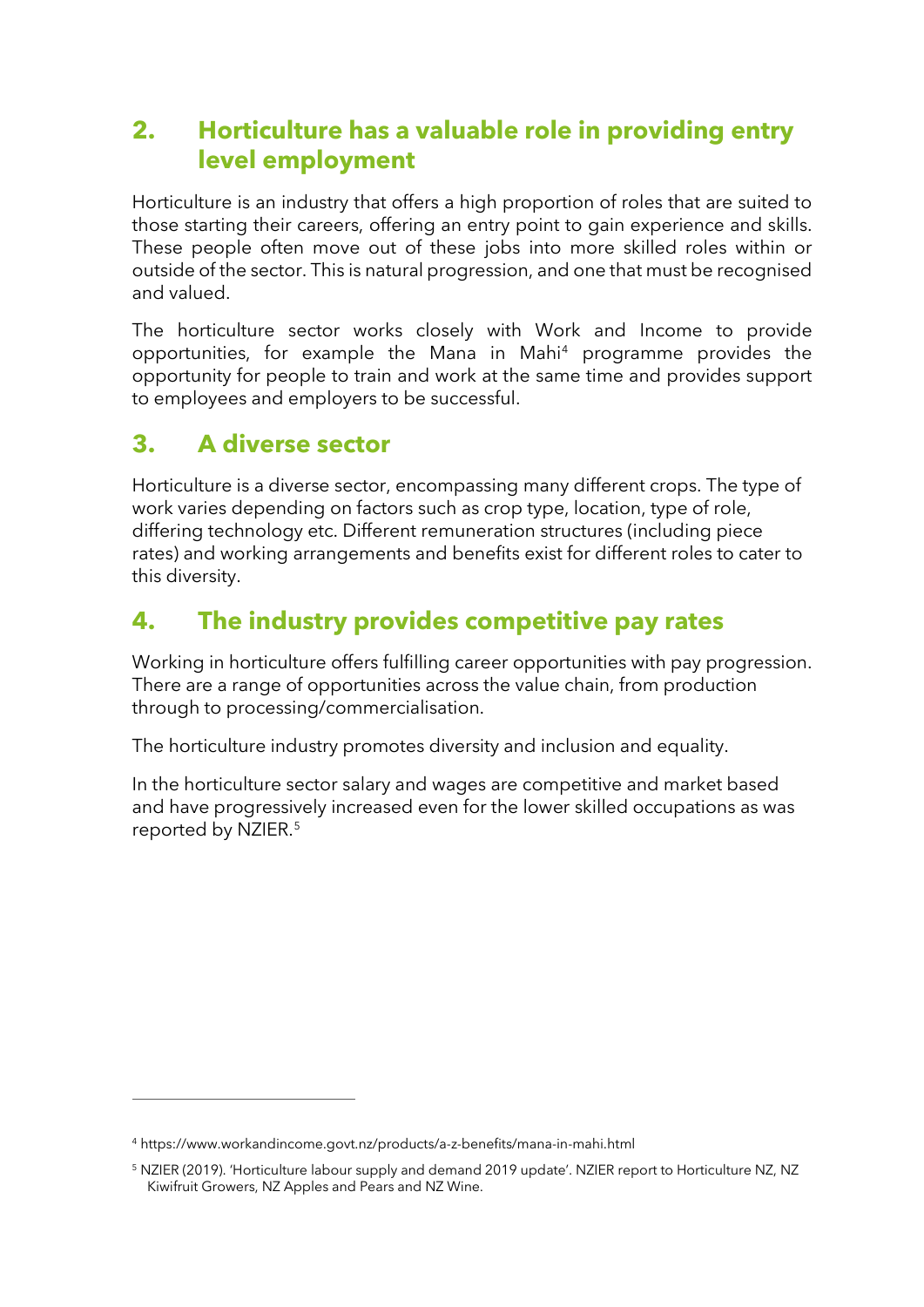## 2. Horticulture has a valuable role in providing entry level employment

Horticulture is an industry that offers a high proportion of roles that are suited to those starting their careers, offering an entry point to gain experience and skills. These people often move out of these jobs into more skilled roles within or outside of the sector. This is natural progression, and one that must be recognised and valued.

The horticulture sector works closely with Work and Income to provide opportunities, for example the Mana in Mahi[4] programme provides the opportunity for people to train and work at the same time and provides support to employees and employers to be successful.

## 3. A diverse sector

Horticulture is a diverse sector, encompassing many different crops. The type of work varies depending on factors such as crop type, location, type of role, differing technology etc. Different remuneration structures (including piece rates) and working arrangements and benefits exist for different roles to cater to this diversity.

## 4. The industry provides competitive pay rates

Working in horticulture offers fulfilling career opportunities with pay progression. There are a range of opportunities across the value chain, from production through to processing/commercialisation.

The horticulture industry promotes diversity and inclusion and equality.

In the horticulture sector salary and wages are competitive and market based and have progressively increased even for the lower skilled occupations as was reported by NZIER.[5]

---

[4] https://www.workandincome.govt.nz/products/a-z-benefits/mana-in-mahi.html

[5] NZIER (2019). 'Horticulture labour supply and demand 2019 update'. NZIER report to Horticulture NZ, NZ Kiwifruit Growers, NZ Apples and Pears and NZ Wine.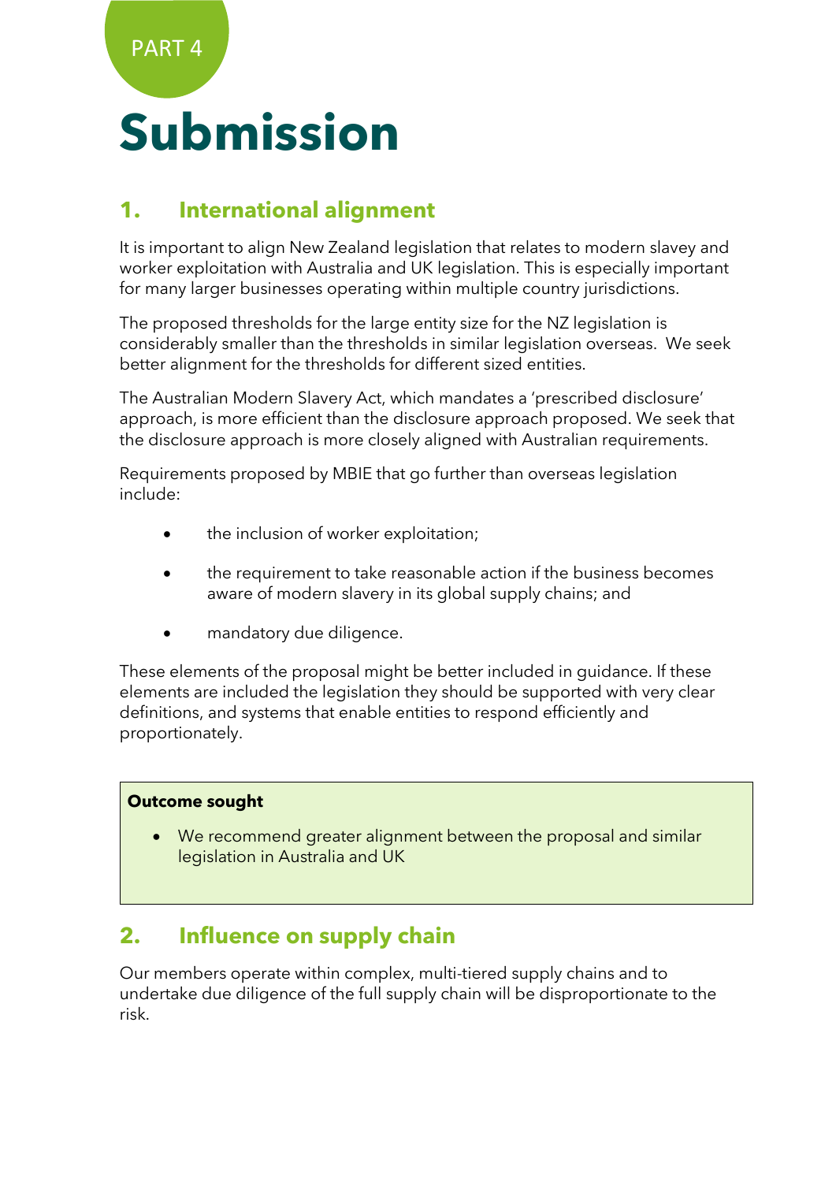PART 4

# Submission

## 1. International alignment

It is important to align New Zealand legislation that relates to modern slavey and worker exploitation with Australia and UK legislation. This is especially important for many larger businesses operating within multiple country jurisdictions.

The proposed thresholds for the large entity size for the NZ legislation is considerably smaller than the thresholds in similar legislation overseas. We seek better alignment for the thresholds for different sized entities.

The Australian Modern Slavery Act, which mandates a 'prescribed disclosure' approach, is more efficient than the disclosure approach proposed. We seek that the disclosure approach is more closely aligned with Australian requirements.

Requirements proposed by MBIE that go further than overseas legislation include:

- the inclusion of worker exploitation;
- the requirement to take reasonable action if the business becomes aware of modern slavery in its global supply chains; and
- mandatory due diligence.

These elements of the proposal might be better included in guidance. If these elements are included the legislation they should be supported with very clear definitions, and systems that enable entities to respond efficiently and proportionately.

**Outcome sought**

- We recommend greater alignment between the proposal and similar legislation in Australia and UK

## 2. Influence on supply chain

Our members operate within complex, multi-tiered supply chains and to undertake due diligence of the full supply chain will be disproportionate to the risk.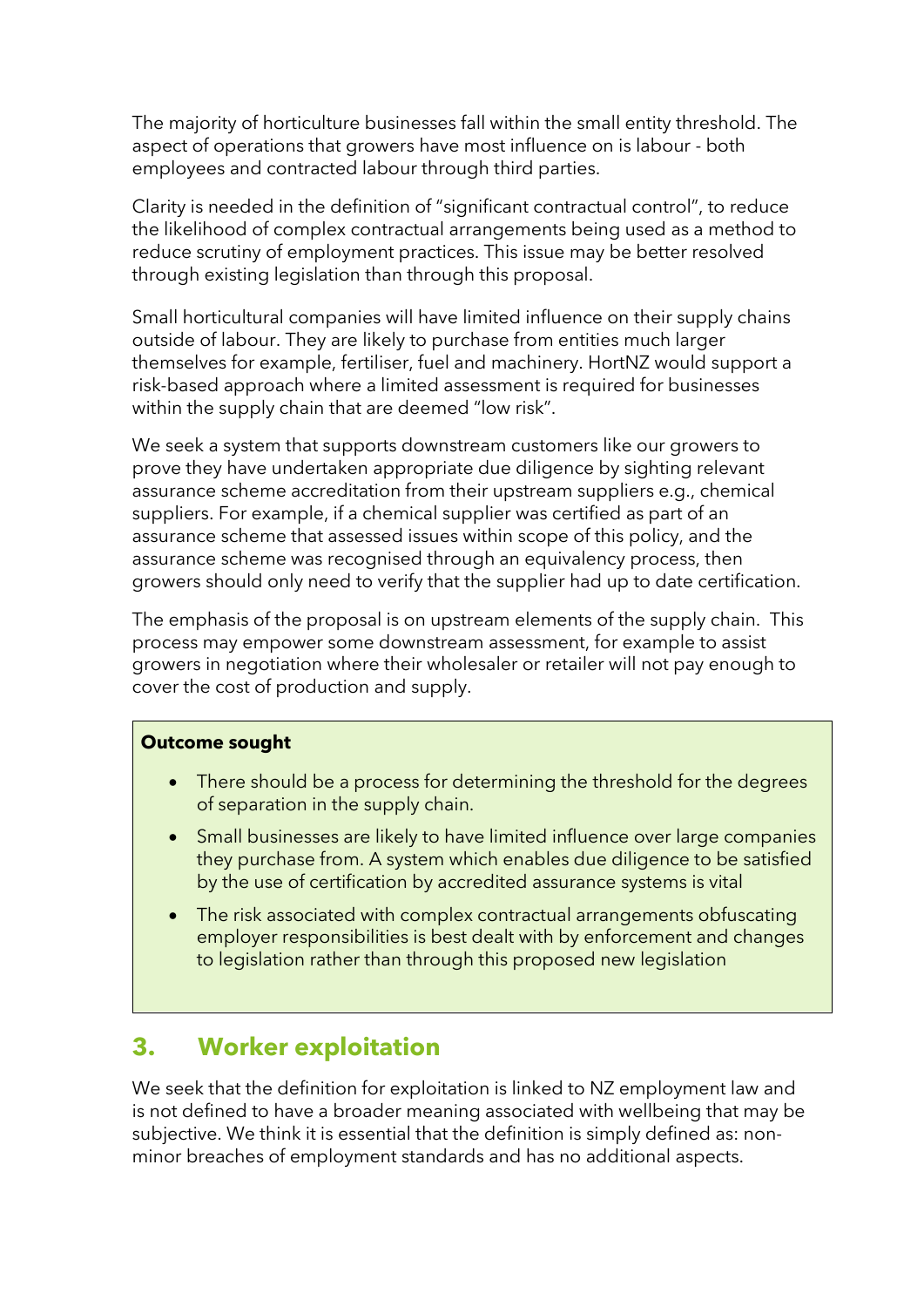The majority of horticulture businesses fall within the small entity threshold. The aspect of operations that growers have most influence on is labour - both employees and contracted labour through third parties.

Clarity is needed in the definition of "significant contractual control", to reduce the likelihood of complex contractual arrangements being used as a method to reduce scrutiny of employment practices. This issue may be better resolved through existing legislation than through this proposal.

Small horticultural companies will have limited influence on their supply chains outside of labour. They are likely to purchase from entities much larger themselves for example, fertiliser, fuel and machinery. HortNZ would support a risk-based approach where a limited assessment is required for businesses within the supply chain that are deemed "low risk".

We seek a system that supports downstream customers like our growers to prove they have undertaken appropriate due diligence by sighting relevant assurance scheme accreditation from their upstream suppliers e.g., chemical suppliers. For example, if a chemical supplier was certified as part of an assurance scheme that assessed issues within scope of this policy, and the assurance scheme was recognised through an equivalency process, then growers should only need to verify that the supplier had up to date certification.

The emphasis of the proposal is on upstream elements of the supply chain. This process may empower some downstream assessment, for example to assist growers in negotiation where their wholesaler or retailer will not pay enough to cover the cost of production and supply.

**Outcome sought**

- There should be a process for determining the threshold for the degrees of separation in the supply chain.
- Small businesses are likely to have limited influence over large companies they purchase from. A system which enables due diligence to be satisfied by the use of certification by accredited assurance systems is vital
- The risk associated with complex contractual arrangements obfuscating employer responsibilities is best dealt with by enforcement and changes to legislation rather than through this proposed new legislation

## 3. Worker exploitation

We seek that the definition for exploitation is linked to NZ employment law and is not defined to have a broader meaning associated with wellbeing that may be subjective. We think it is essential that the definition is simply defined as: non-minor breaches of employment standards and has no additional aspects.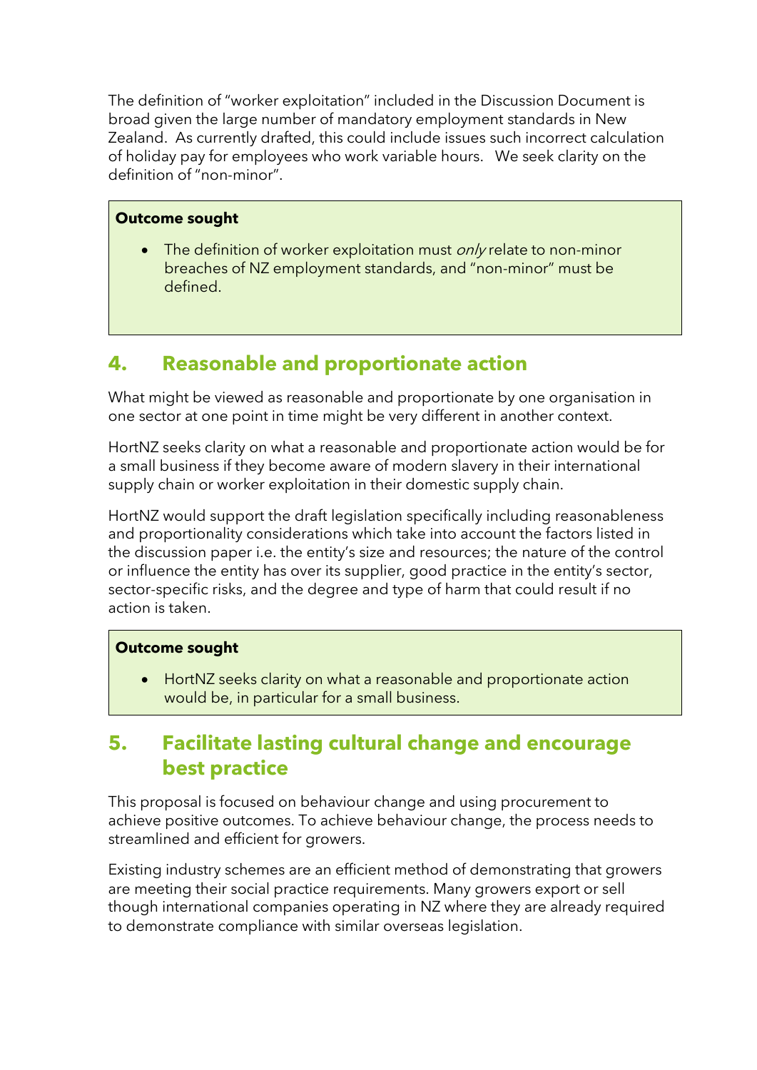The definition of "worker exploitation" included in the Discussion Document is broad given the large number of mandatory employment standards in New Zealand. As currently drafted, this could include issues such incorrect calculation of holiday pay for employees who work variable hours. We seek clarity on the definition of "non-minor".

> **Outcome sought**
>
> - The definition of worker exploitation must *only* relate to non-minor breaches of NZ employment standards, and "non-minor" must be defined.

## 4. Reasonable and proportionate action

What might be viewed as reasonable and proportionate by one organisation in one sector at one point in time might be very different in another context.

HortNZ seeks clarity on what a reasonable and proportionate action would be for a small business if they become aware of modern slavery in their international supply chain or worker exploitation in their domestic supply chain.

HortNZ would support the draft legislation specifically including reasonableness and proportionality considerations which take into account the factors listed in the discussion paper i.e. the entity's size and resources; the nature of the control or influence the entity has over its supplier, good practice in the entity's sector, sector-specific risks, and the degree and type of harm that could result if no action is taken.

> **Outcome sought**
>
> - HortNZ seeks clarity on what a reasonable and proportionate action would be, in particular for a small business.

## 5. Facilitate lasting cultural change and encourage best practice

This proposal is focused on behaviour change and using procurement to achieve positive outcomes. To achieve behaviour change, the process needs to streamlined and efficient for growers.

Existing industry schemes are an efficient method of demonstrating that growers are meeting their social practice requirements. Many growers export or sell though international companies operating in NZ where they are already required to demonstrate compliance with similar overseas legislation.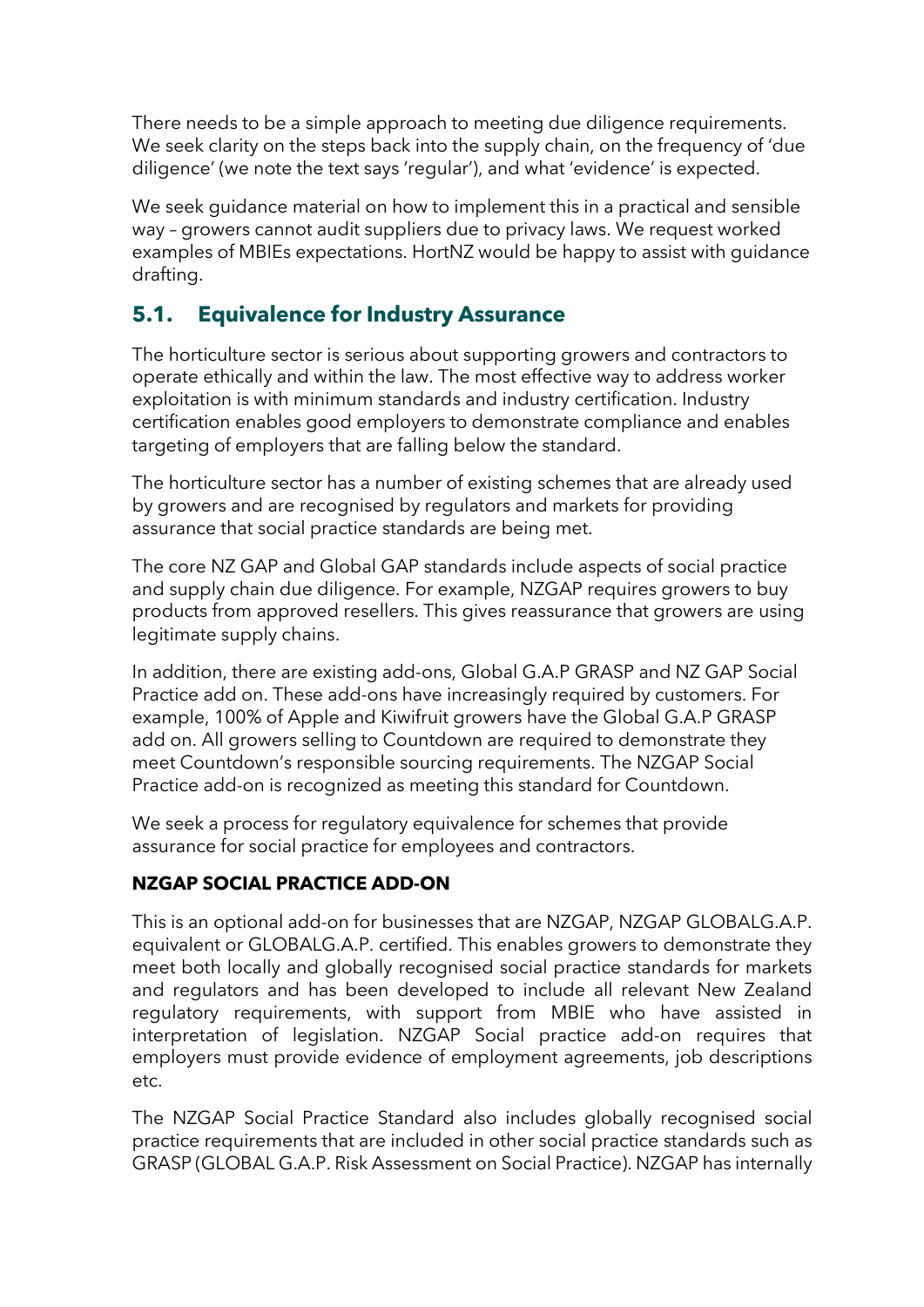There needs to be a simple approach to meeting due diligence requirements. We seek clarity on the steps back into the supply chain, on the frequency of 'due diligence' (we note the text says 'regular'), and what 'evidence' is expected.

We seek guidance material on how to implement this in a practical and sensible way – growers cannot audit suppliers due to privacy laws. We request worked examples of MBIEs expectations. HortNZ would be happy to assist with guidance drafting.

## 5.1. Equivalence for Industry Assurance

The horticulture sector is serious about supporting growers and contractors to operate ethically and within the law. The most effective way to address worker exploitation is with minimum standards and industry certification. Industry certification enables good employers to demonstrate compliance and enables targeting of employers that are falling below the standard.

The horticulture sector has a number of existing schemes that are already used by growers and are recognised by regulators and markets for providing assurance that social practice standards are being met.

The core NZ GAP and Global GAP standards include aspects of social practice and supply chain due diligence. For example, NZGAP requires growers to buy products from approved resellers. This gives reassurance that growers are using legitimate supply chains.

In addition, there are existing add-ons, Global G.A.P GRASP and NZ GAP Social Practice add on. These add-ons have increasingly required by customers. For example, 100% of Apple and Kiwifruit growers have the Global G.A.P GRASP add on. All growers selling to Countdown are required to demonstrate they meet Countdown's responsible sourcing requirements. The NZGAP Social Practice add-on is recognized as meeting this standard for Countdown.

We seek a process for regulatory equivalence for schemes that provide assurance for social practice for employees and contractors.

**NZGAP SOCIAL PRACTICE ADD-ON**

This is an optional add-on for businesses that are NZGAP, NZGAP GLOBALG.A.P. equivalent or GLOBALG.A.P. certified. This enables growers to demonstrate they meet both locally and globally recognised social practice standards for markets and regulators and has been developed to include all relevant New Zealand regulatory requirements, with support from MBIE who have assisted in interpretation of legislation. NZGAP Social practice add-on requires that employers must provide evidence of employment agreements, job descriptions etc.

The NZGAP Social Practice Standard also includes globally recognised social practice requirements that are included in other social practice standards such as GRASP (GLOBAL G.A.P. Risk Assessment on Social Practice). NZGAP has internally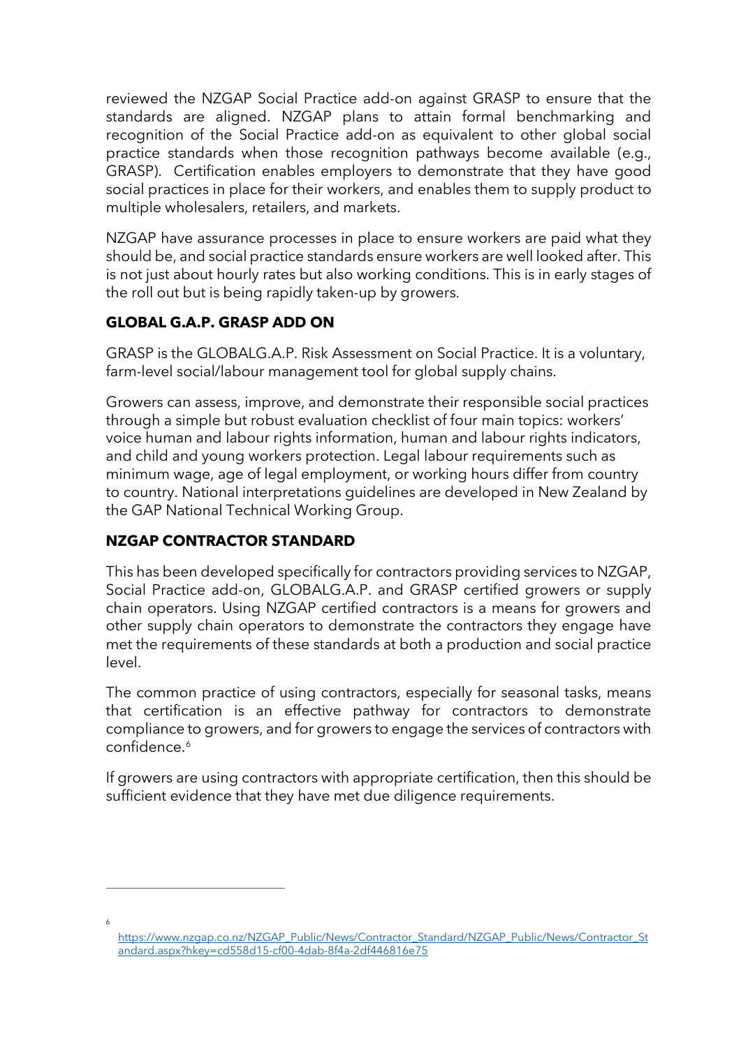reviewed the NZGAP Social Practice add-on against GRASP to ensure that the standards are aligned. NZGAP plans to attain formal benchmarking and recognition of the Social Practice add-on as equivalent to other global social practice standards when those recognition pathways become available (e.g., GRASP). Certification enables employers to demonstrate that they have good social practices in place for their workers, and enables them to supply product to multiple wholesalers, retailers, and markets.

NZGAP have assurance processes in place to ensure workers are paid what they should be, and social practice standards ensure workers are well looked after. This is not just about hourly rates but also working conditions. This is in early stages of the roll out but is being rapidly taken-up by growers.

### GLOBAL G.A.P. GRASP ADD ON

GRASP is the GLOBALG.A.P. Risk Assessment on Social Practice. It is a voluntary, farm-level social/labour management tool for global supply chains.

Growers can assess, improve, and demonstrate their responsible social practices through a simple but robust evaluation checklist of four main topics: workers' voice human and labour rights information, human and labour rights indicators, and child and young workers protection. Legal labour requirements such as minimum wage, age of legal employment, or working hours differ from country to country. National interpretations guidelines are developed in New Zealand by the GAP National Technical Working Group.

### NZGAP CONTRACTOR STANDARD

This has been developed specifically for contractors providing services to NZGAP, Social Practice add-on, GLOBALG.A.P. and GRASP certified growers or supply chain operators. Using NZGAP certified contractors is a means for growers and other supply chain operators to demonstrate the contractors they engage have met the requirements of these standards at both a production and social practice level.

The common practice of using contractors, especially for seasonal tasks, means that certification is an effective pathway for contractors to demonstrate compliance to growers, and for growers to engage the services of contractors with confidence.[6]

If growers are using contractors with appropriate certification, then this should be sufficient evidence that they have met due diligence requirements.

---

[6] https://www.nzgap.co.nz/NZGAP_Public/News/Contractor_Standard/NZGAP_Public/News/Contractor_Standard.aspx?hkey=cd558d15-cf00-4dab-8f4a-2df446816e75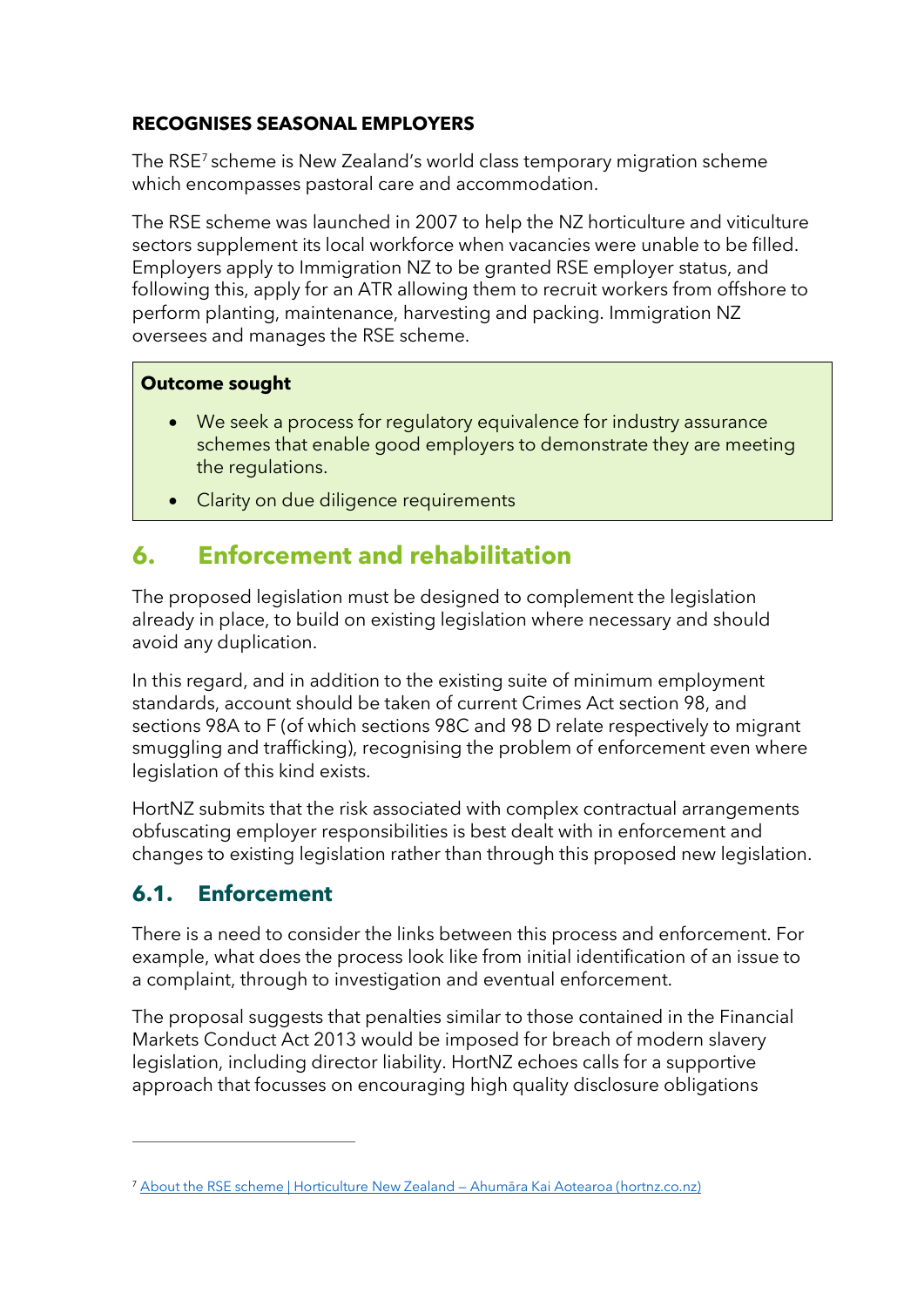**RECOGNISES SEASONAL EMPLOYERS**

The RSE[7] scheme is New Zealand's world class temporary migration scheme which encompasses pastoral care and accommodation.

The RSE scheme was launched in 2007 to help the NZ horticulture and viticulture sectors supplement its local workforce when vacancies were unable to be filled. Employers apply to Immigration NZ to be granted RSE employer status, and following this, apply for an ATR allowing them to recruit workers from offshore to perform planting, maintenance, harvesting and packing. Immigration NZ oversees and manages the RSE scheme.

**Outcome sought**

- We seek a process for regulatory equivalence for industry assurance schemes that enable good employers to demonstrate they are meeting the regulations.
- Clarity on due diligence requirements

## 6. Enforcement and rehabilitation

The proposed legislation must be designed to complement the legislation already in place, to build on existing legislation where necessary and should avoid any duplication.

In this regard, and in addition to the existing suite of minimum employment standards, account should be taken of current Crimes Act section 98, and sections 98A to F (of which sections 98C and 98 D relate respectively to migrant smuggling and trafficking), recognising the problem of enforcement even where legislation of this kind exists.

HortNZ submits that the risk associated with complex contractual arrangements obfuscating employer responsibilities is best dealt with in enforcement and changes to existing legislation rather than through this proposed new legislation.

### 6.1. Enforcement

There is a need to consider the links between this process and enforcement. For example, what does the process look like from initial identification of an issue to a complaint, through to investigation and eventual enforcement.

The proposal suggests that penalties similar to those contained in the Financial Markets Conduct Act 2013 would be imposed for breach of modern slavery legislation, including director liability. HortNZ echoes calls for a supportive approach that focusses on encouraging high quality disclosure obligations

---

[7] About the RSE scheme | Horticulture New Zealand – Ahumāra Kai Aotearoa (hortnz.co.nz)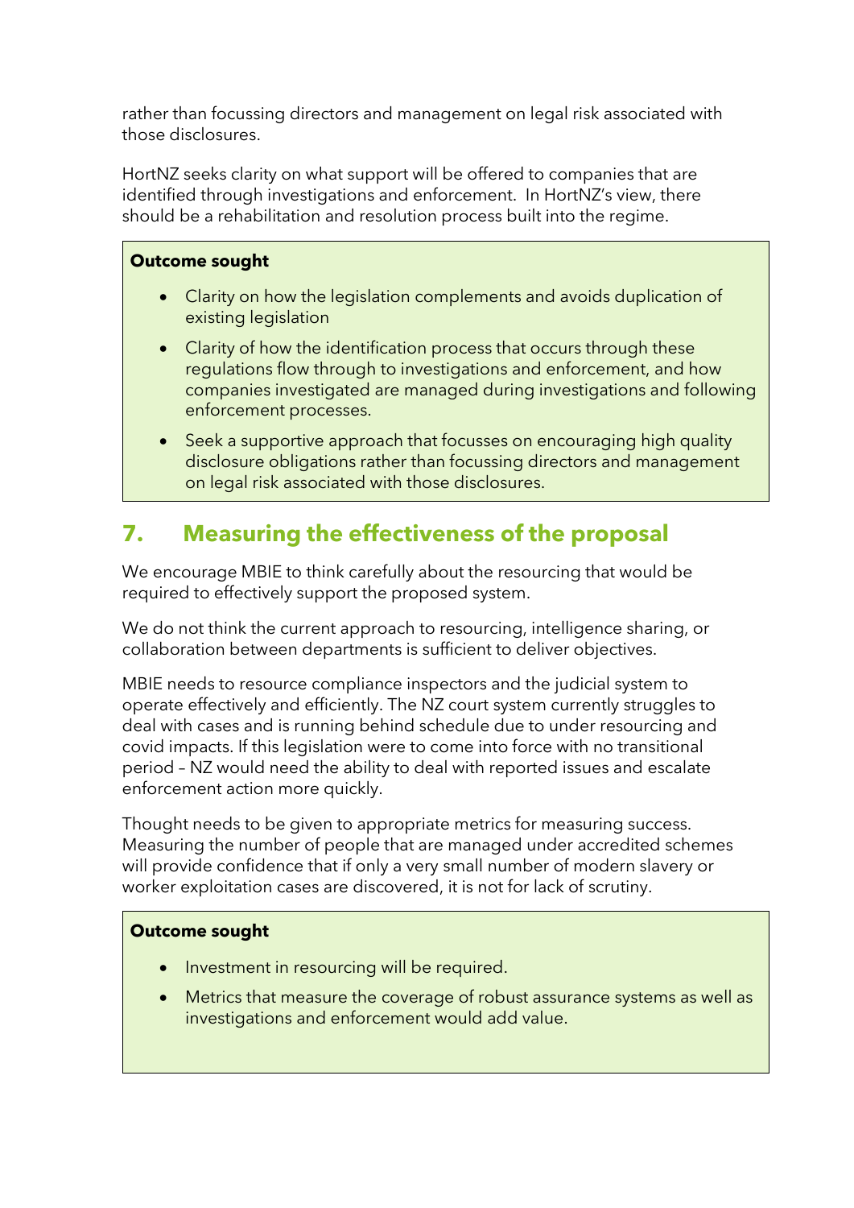rather than focussing directors and management on legal risk associated with those disclosures.

HortNZ seeks clarity on what support will be offered to companies that are identified through investigations and enforcement. In HortNZ's view, there should be a rehabilitation and resolution process built into the regime.

**Outcome sought**

- Clarity on how the legislation complements and avoids duplication of existing legislation
- Clarity of how the identification process that occurs through these regulations flow through to investigations and enforcement, and how companies investigated are managed during investigations and following enforcement processes.
- Seek a supportive approach that focusses on encouraging high quality disclosure obligations rather than focussing directors and management on legal risk associated with those disclosures.

## 7. Measuring the effectiveness of the proposal

We encourage MBIE to think carefully about the resourcing that would be required to effectively support the proposed system.

We do not think the current approach to resourcing, intelligence sharing, or collaboration between departments is sufficient to deliver objectives.

MBIE needs to resource compliance inspectors and the judicial system to operate effectively and efficiently. The NZ court system currently struggles to deal with cases and is running behind schedule due to under resourcing and covid impacts. If this legislation were to come into force with no transitional period – NZ would need the ability to deal with reported issues and escalate enforcement action more quickly.

Thought needs to be given to appropriate metrics for measuring success. Measuring the number of people that are managed under accredited schemes will provide confidence that if only a very small number of modern slavery or worker exploitation cases are discovered, it is not for lack of scrutiny.

**Outcome sought**

- Investment in resourcing will be required.
- Metrics that measure the coverage of robust assurance systems as well as investigations and enforcement would add value.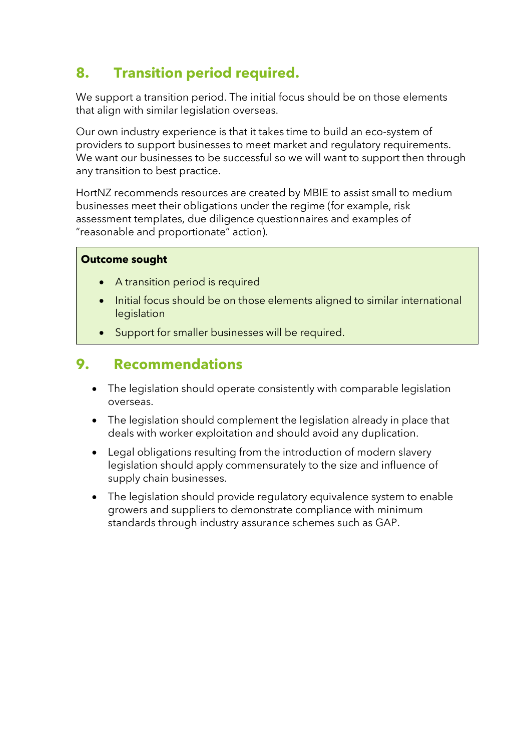## 8. Transition period required.

We support a transition period. The initial focus should be on those elements that align with similar legislation overseas.

Our own industry experience is that it takes time to build an eco-system of providers to support businesses to meet market and regulatory requirements. We want our businesses to be successful so we will want to support then through any transition to best practice.

HortNZ recommends resources are created by MBIE to assist small to medium businesses meet their obligations under the regime (for example, risk assessment templates, due diligence questionnaires and examples of "reasonable and proportionate" action).

**Outcome sought**

- A transition period is required
- Initial focus should be on those elements aligned to similar international legislation
- Support for smaller businesses will be required.

## 9. Recommendations

- The legislation should operate consistently with comparable legislation overseas.
- The legislation should complement the legislation already in place that deals with worker exploitation and should avoid any duplication.
- Legal obligations resulting from the introduction of modern slavery legislation should apply commensurately to the size and influence of supply chain businesses.
- The legislation should provide regulatory equivalence system to enable growers and suppliers to demonstrate compliance with minimum standards through industry assurance schemes such as GAP.